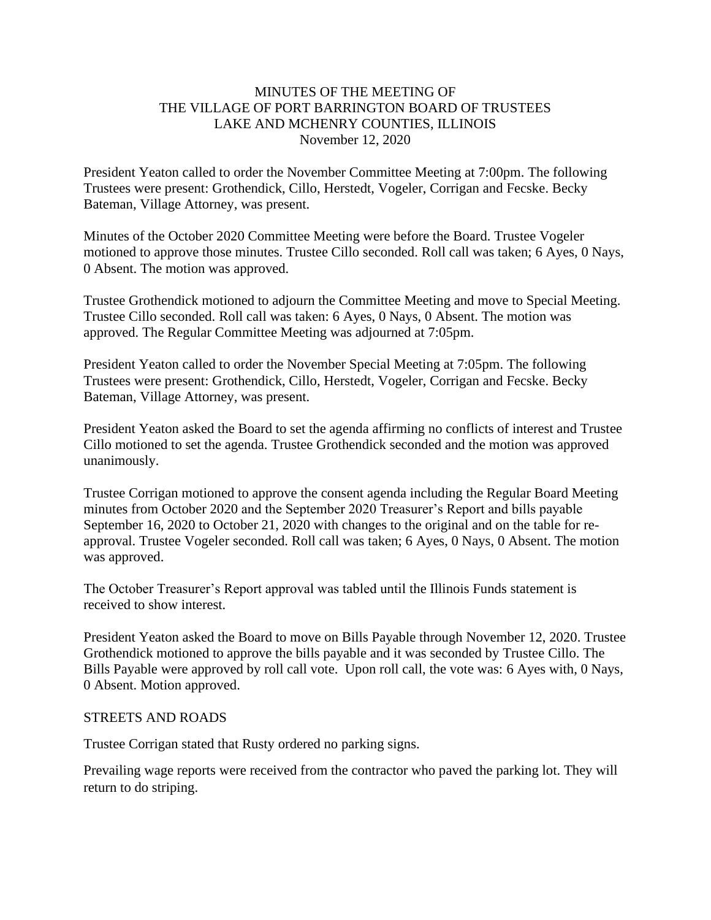MINUTES OF THE MEETING OF
THE VILLAGE OF PORT BARRINGTON BOARD OF TRUSTEES
LAKE AND MCHENRY COUNTIES, ILLINOIS
November 12, 2020

President Yeaton called to order the November Committee Meeting at 7:00pm. The following Trustees were present: Grothendick, Cillo, Herstedt, Vogeler, Corrigan and Fecske. Becky Bateman, Village Attorney, was present.

Minutes of the October 2020 Committee Meeting were before the Board. Trustee Vogeler motioned to approve those minutes. Trustee Cillo seconded. Roll call was taken; 6 Ayes, 0 Nays, 0 Absent. The motion was approved.

Trustee Grothendick motioned to adjourn the Committee Meeting and move to Special Meeting. Trustee Cillo seconded. Roll call was taken: 6 Ayes, 0 Nays, 0 Absent. The motion was approved. The Regular Committee Meeting was adjourned at 7:05pm.

President Yeaton called to order the November Special Meeting at 7:05pm. The following Trustees were present: Grothendick, Cillo, Herstedt, Vogeler, Corrigan and Fecske. Becky Bateman, Village Attorney, was present.

President Yeaton asked the Board to set the agenda affirming no conflicts of interest and Trustee Cillo motioned to set the agenda. Trustee Grothendick seconded and the motion was approved unanimously.

Trustee Corrigan motioned to approve the consent agenda including the Regular Board Meeting minutes from October 2020 and the September 2020 Treasurer's Report and bills payable September 16, 2020 to October 21, 2020 with changes to the original and on the table for re-approval. Trustee Vogeler seconded. Roll call was taken; 6 Ayes, 0 Nays, 0 Absent. The motion was approved.

The October Treasurer's Report approval was tabled until the Illinois Funds statement is received to show interest.

President Yeaton asked the Board to move on Bills Payable through November 12, 2020. Trustee Grothendick motioned to approve the bills payable and it was seconded by Trustee Cillo. The Bills Payable were approved by roll call vote. Upon roll call, the vote was: 6 Ayes with, 0 Nays, 0 Absent. Motion approved.

STREETS AND ROADS

Trustee Corrigan stated that Rusty ordered no parking signs.

Prevailing wage reports were received from the contractor who paved the parking lot. They will return to do striping.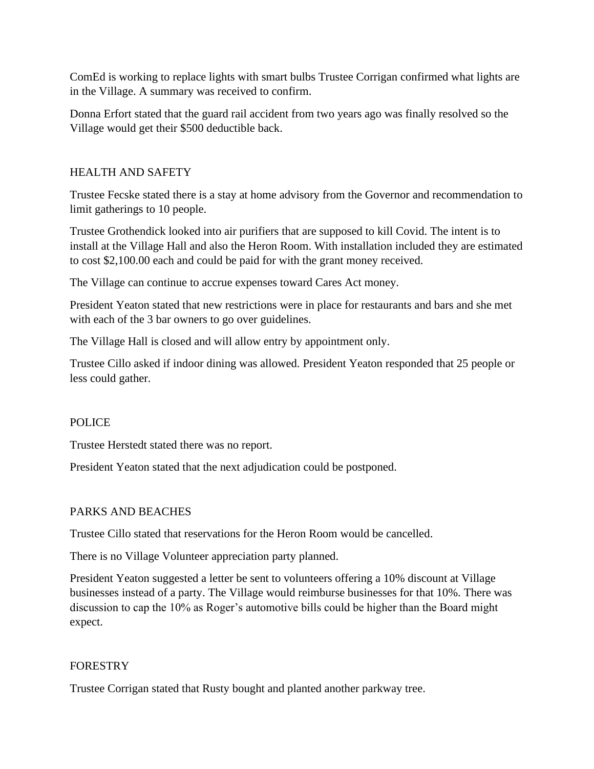ComEd is working to replace lights with smart bulbs Trustee Corrigan confirmed what lights are in the Village. A summary was received to confirm.

Donna Erfort stated that the guard rail accident from two years ago was finally resolved so the Village would get their $500 deductible back.

## HEALTH AND SAFETY

Trustee Fecske stated there is a stay at home advisory from the Governor and recommendation to limit gatherings to 10 people.

Trustee Grothendick looked into air purifiers that are supposed to kill Covid. The intent is to install at the Village Hall and also the Heron Room. With installation included they are estimated to cost $2,100.00 each and could be paid for with the grant money received.

The Village can continue to accrue expenses toward Cares Act money.

President Yeaton stated that new restrictions were in place for restaurants and bars and she met with each of the 3 bar owners to go over guidelines.

The Village Hall is closed and will allow entry by appointment only.

Trustee Cillo asked if indoor dining was allowed. President Yeaton responded that 25 people or less could gather.

## POLICE

Trustee Herstedt stated there was no report.

President Yeaton stated that the next adjudication could be postponed.

## PARKS AND BEACHES

Trustee Cillo stated that reservations for the Heron Room would be cancelled.

There is no Village Volunteer appreciation party planned.

President Yeaton suggested a letter be sent to volunteers offering a 10% discount at Village businesses instead of a party. The Village would reimburse businesses for that 10%. There was discussion to cap the 10% as Roger's automotive bills could be higher than the Board might expect.

## FORESTRY

Trustee Corrigan stated that Rusty bought and planted another parkway tree.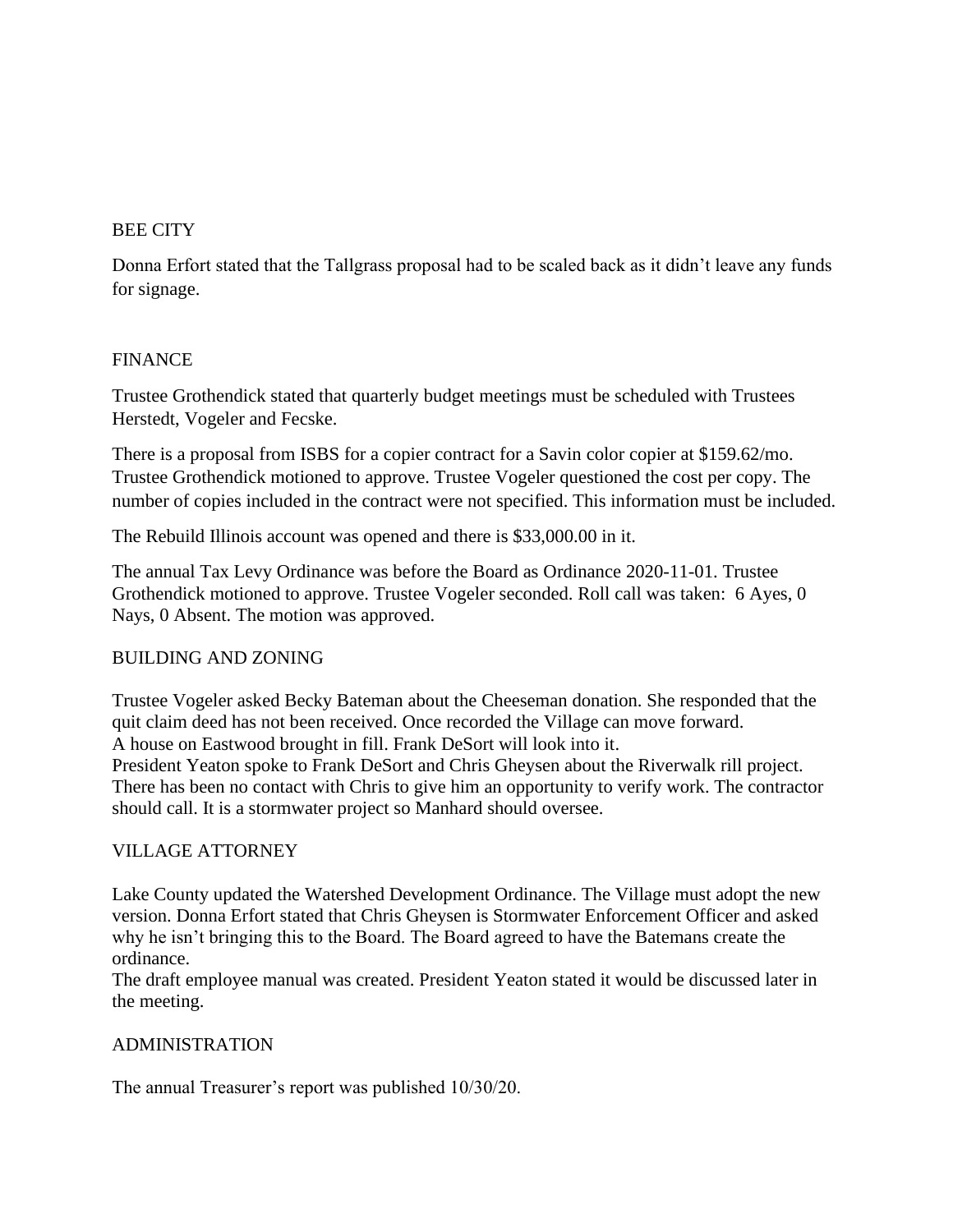## BEE CITY

Donna Erfort stated that the Tallgrass proposal had to be scaled back as it didn't leave any funds for signage.

## FINANCE

Trustee Grothendick stated that quarterly budget meetings must be scheduled with Trustees Herstedt, Vogeler and Fecske.

There is a proposal from ISBS for a copier contract for a Savin color copier at $159.62/mo. Trustee Grothendick motioned to approve. Trustee Vogeler questioned the cost per copy. The number of copies included in the contract were not specified. This information must be included.

The Rebuild Illinois account was opened and there is $33,000.00 in it.

The annual Tax Levy Ordinance was before the Board as Ordinance 2020-11-01. Trustee Grothendick motioned to approve. Trustee Vogeler seconded. Roll call was taken: 6 Ayes, 0 Nays, 0 Absent. The motion was approved.

## BUILDING AND ZONING

Trustee Vogeler asked Becky Bateman about the Cheeseman donation. She responded that the quit claim deed has not been received. Once recorded the Village can move forward.
A house on Eastwood brought in fill. Frank DeSort will look into it.
President Yeaton spoke to Frank DeSort and Chris Gheysen about the Riverwalk rill project. There has been no contact with Chris to give him an opportunity to verify work. The contractor should call. It is a stormwater project so Manhard should oversee.

## VILLAGE ATTORNEY

Lake County updated the Watershed Development Ordinance. The Village must adopt the new version. Donna Erfort stated that Chris Gheysen is Stormwater Enforcement Officer and asked why he isn't bringing this to the Board. The Board agreed to have the Batemans create the ordinance.
The draft employee manual was created. President Yeaton stated it would be discussed later in the meeting.

## ADMINISTRATION

The annual Treasurer's report was published 10/30/20.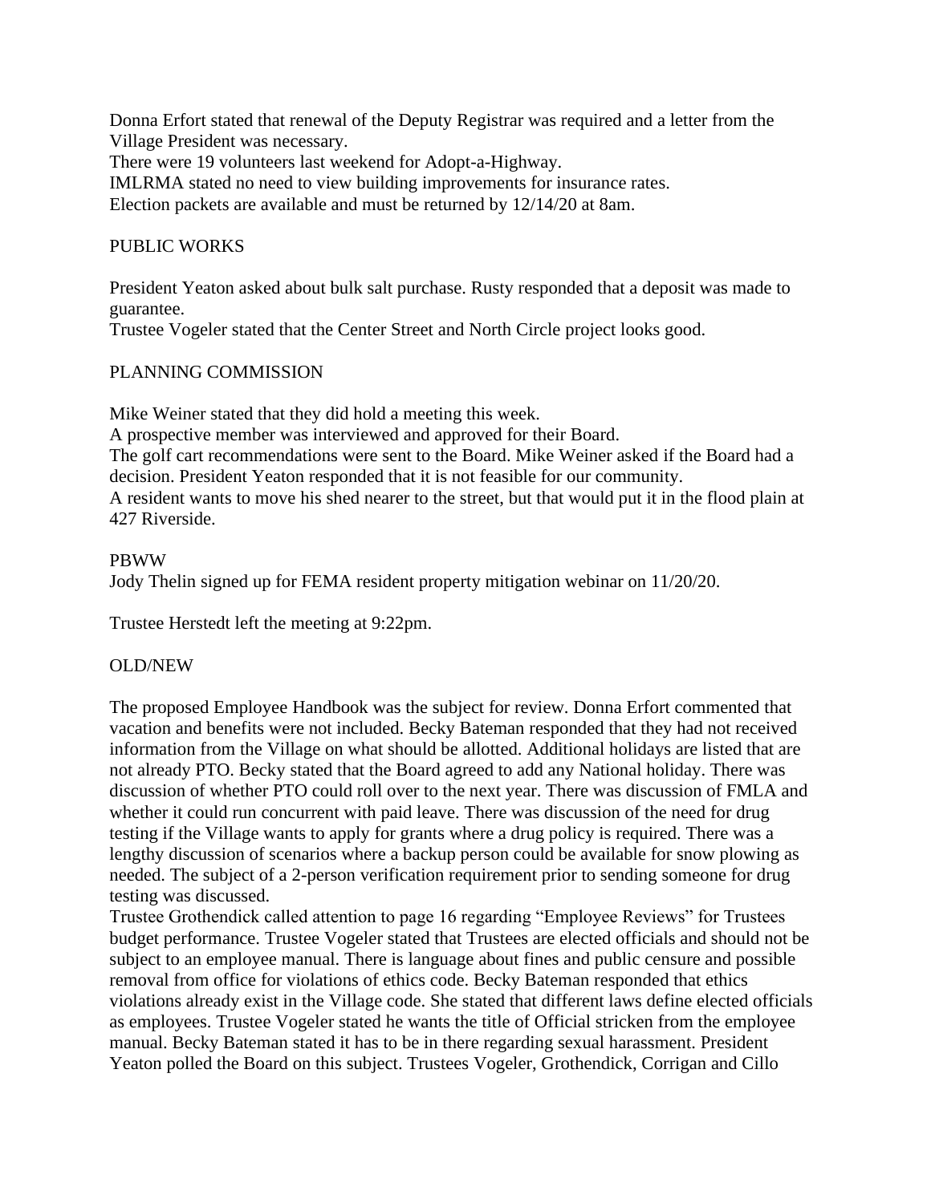Donna Erfort stated that renewal of the Deputy Registrar was required and a letter from the Village President was necessary.
There were 19 volunteers last weekend for Adopt-a-Highway.
IMLRMA stated no need to view building improvements for insurance rates.
Election packets are available and must be returned by 12/14/20 at 8am.

## PUBLIC WORKS

President Yeaton asked about bulk salt purchase. Rusty responded that a deposit was made to guarantee.
Trustee Vogeler stated that the Center Street and North Circle project looks good.

## PLANNING COMMISSION

Mike Weiner stated that they did hold a meeting this week.
A prospective member was interviewed and approved for their Board.
The golf cart recommendations were sent to the Board. Mike Weiner asked if the Board had a decision. President Yeaton responded that it is not feasible for our community.
A resident wants to move his shed nearer to the street, but that would put it in the flood plain at 427 Riverside.

## PBWW

Jody Thelin signed up for FEMA resident property mitigation webinar on 11/20/20.

Trustee Herstedt left the meeting at 9:22pm.

## OLD/NEW

The proposed Employee Handbook was the subject for review. Donna Erfort commented that vacation and benefits were not included. Becky Bateman responded that they had not received information from the Village on what should be allotted. Additional holidays are listed that are not already PTO. Becky stated that the Board agreed to add any National holiday. There was discussion of whether PTO could roll over to the next year. There was discussion of FMLA and whether it could run concurrent with paid leave. There was discussion of the need for drug testing if the Village wants to apply for grants where a drug policy is required. There was a lengthy discussion of scenarios where a backup person could be available for snow plowing as needed. The subject of a 2-person verification requirement prior to sending someone for drug testing was discussed.
Trustee Grothendick called attention to page 16 regarding "Employee Reviews" for Trustees budget performance. Trustee Vogeler stated that Trustees are elected officials and should not be subject to an employee manual. There is language about fines and public censure and possible removal from office for violations of ethics code. Becky Bateman responded that ethics violations already exist in the Village code. She stated that different laws define elected officials as employees. Trustee Vogeler stated he wants the title of Official stricken from the employee manual. Becky Bateman stated it has to be in there regarding sexual harassment. President Yeaton polled the Board on this subject. Trustees Vogeler, Grothendick, Corrigan and Cillo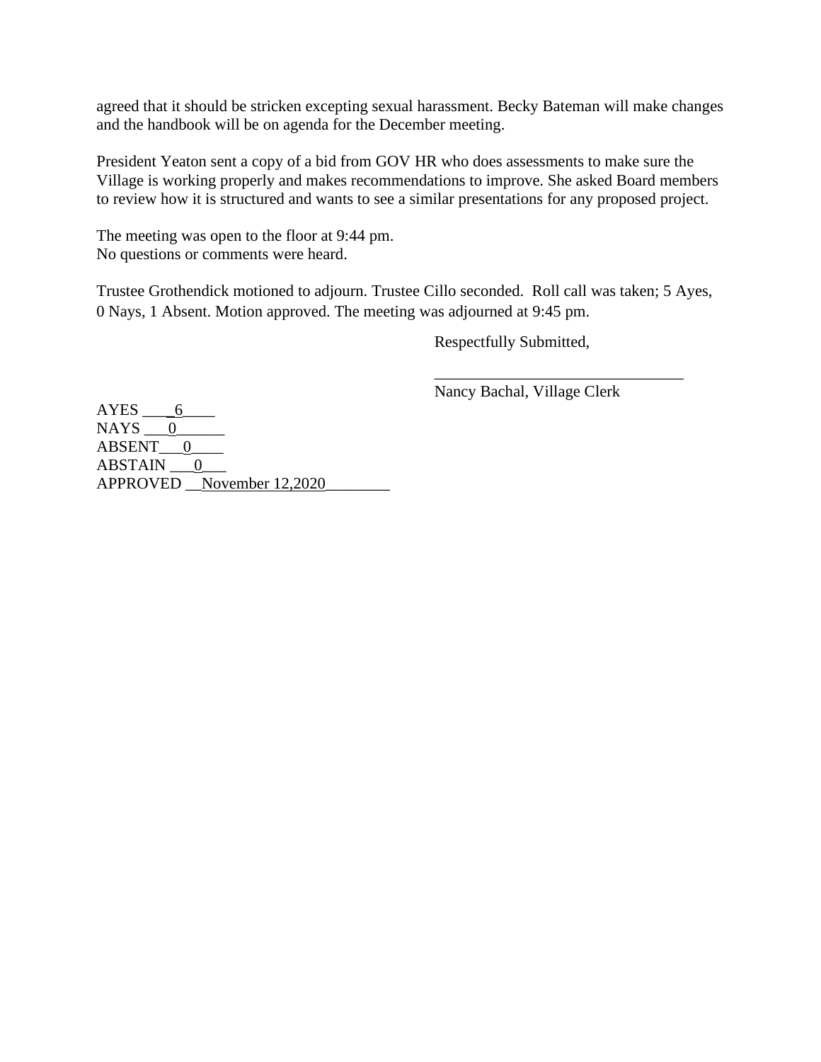agreed that it should be stricken excepting sexual harassment. Becky Bateman will make changes and the handbook will be on agenda for the December meeting.

President Yeaton sent a copy of a bid from GOV HR who does assessments to make sure the Village is working properly and makes recommendations to improve. She asked Board members to review how it is structured and wants to see a similar presentations for any proposed project.

The meeting was open to the floor at 9:44 pm.
No questions or comments were heard.

Trustee Grothendick motioned to adjourn. Trustee Cillo seconded. Roll call was taken; 5 Ayes, 0 Nays, 1 Absent. Motion approved. The meeting was adjourned at 9:45 pm.

Respectfully Submitted,

________________________________
Nancy Bachal, Village Clerk

AYES ____6____
NAYS ___0______
ABSENT___0____
ABSTAIN ___0___
APPROVED __November 12,2020________